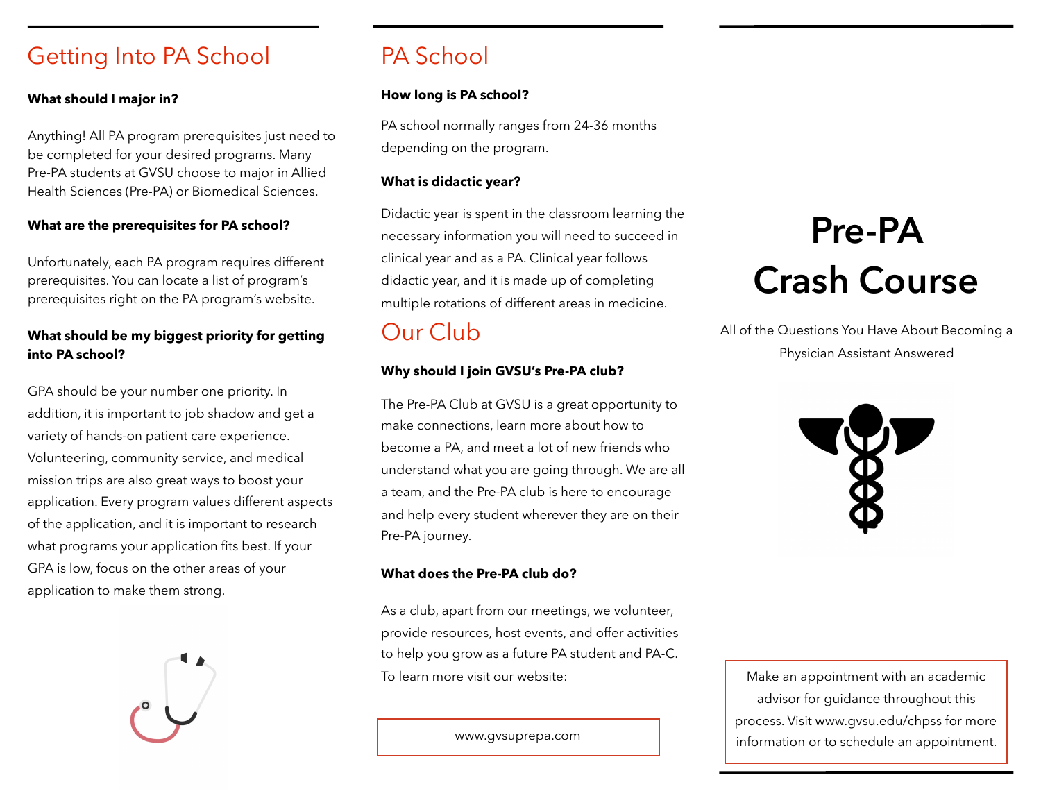## Getting Into PA School

**What should I major in?**

Anything! All PA program prerequisites just need to be completed for your desired programs. Many Pre-PA students at GVSU choose to major in Allied Health Sciences (Pre-PA) or Biomedical Sciences.

**What are the prerequisites for PA school?**

Unfortunately, each PA program requires different prerequisites. You can locate a list of program's prerequisites right on the PA program's website.

**What should be my biggest priority for getting into PA school?**

GPA should be your number one priority. In addition, it is important to job shadow and get a variety of hands-on patient care experience. Volunteering, community service, and medical mission trips are also great ways to boost your application. Every program values different aspects of the application, and it is important to research what programs your application fits best. If your GPA is low, focus on the other areas of your application to make them strong.

## PA School

**How long is PA school?**

PA school normally ranges from 24-36 months depending on the program.

**What is didactic year?**

Didactic year is spent in the classroom learning the necessary information you will need to succeed in clinical year and as a PA. Clinical year follows didactic year, and it is made up of completing multiple rotations of different areas in medicine.

## Our Club

**Why should I join GVSU's Pre-PA club?**

The Pre-PA Club at GVSU is a great opportunity to make connections, learn more about how to become a PA, and meet a lot of new friends who understand what you are going through. We are all a team, and the Pre-PA club is here to encourage and help every student wherever they are on their Pre-PA journey.

**What does the Pre-PA club do?**

As a club, apart from our meetings, we volunteer, provide resources, host events, and offer activities to help you grow as a future PA student and PA-C. To learn more visit our website:

www.gvsuprepa.com

# Pre-PA Crash Course

All of the Questions You Have About Becoming a Physician Assistant Answered

Make an appointment with an academic advisor for guidance throughout this process. Visit www.gvsu.edu/chpss for more information or to schedule an appointment.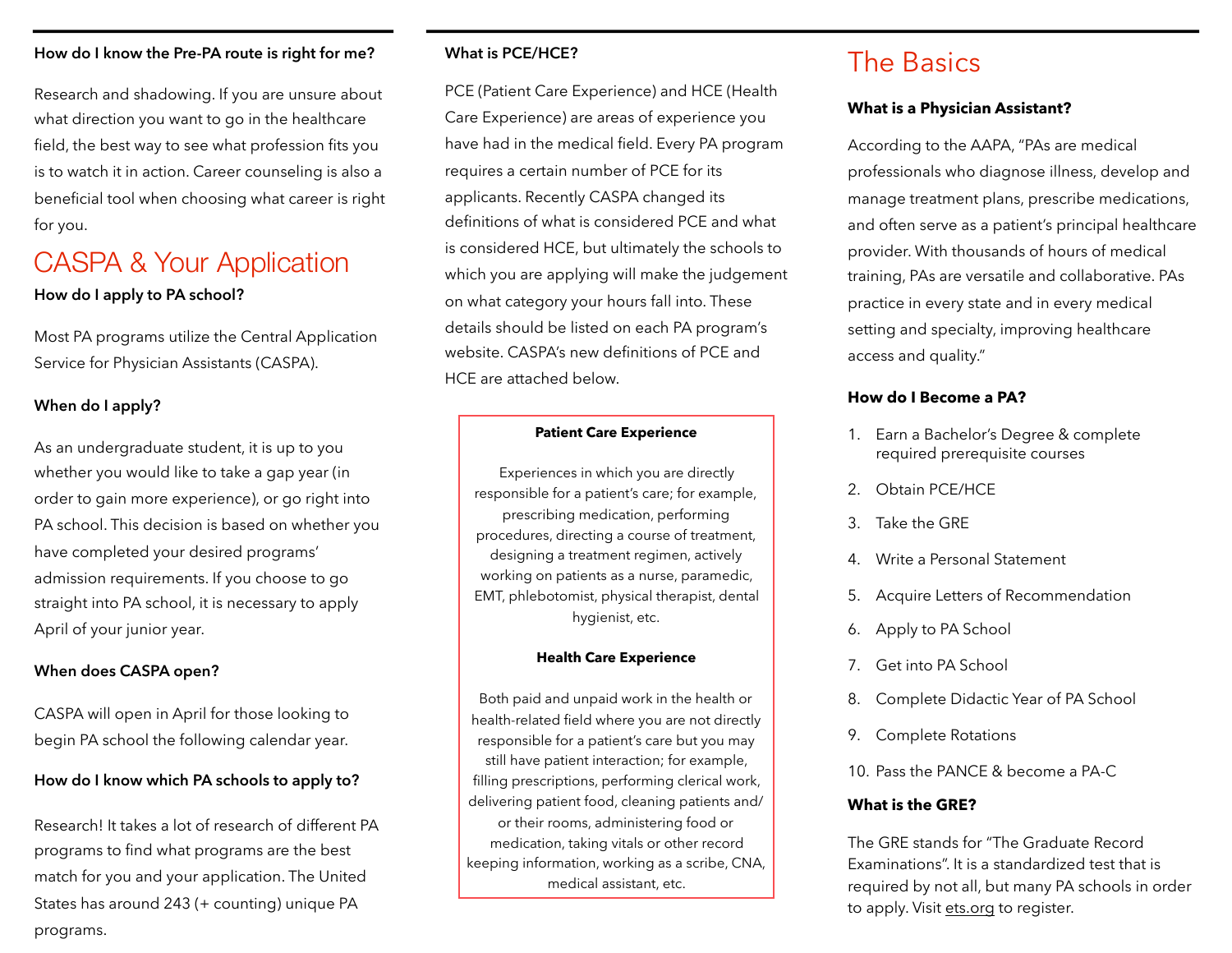**How do I know the Pre-PA route is right for me?**

Research and shadowing. If you are unsure about what direction you want to go in the healthcare field, the best way to see what profession fits you is to watch it in action. Career counseling is also a beneficial tool when choosing what career is right for you.

## CASPA & Your Application

**How do I apply to PA school?**

Most PA programs utilize the Central Application Service for Physician Assistants (CASPA).

**When do I apply?**

As an undergraduate student, it is up to you whether you would like to take a gap year (in order to gain more experience), or go right into PA school. This decision is based on whether you have completed your desired programs' admission requirements. If you choose to go straight into PA school, it is necessary to apply April of your junior year.

**When does CASPA open?**

CASPA will open in April for those looking to begin PA school the following calendar year.

**How do I know which PA schools to apply to?**

Research! It takes a lot of research of different PA programs to find what programs are the best match for you and your application. The United States has around 243 (+ counting) unique PA programs.

**What is PCE/HCE?**

PCE (Patient Care Experience) and HCE (Health Care Experience) are areas of experience you have had in the medical field. Every PA program requires a certain number of PCE for its applicants. Recently CASPA changed its definitions of what is considered PCE and what is considered HCE, but ultimately the schools to which you are applying will make the judgement on what category your hours fall into. These details should be listed on each PA program's website. CASPA's new definitions of PCE and HCE are attached below.

**Patient Care Experience**

Experiences in which you are directly responsible for a patient's care; for example, prescribing medication, performing procedures, directing a course of treatment, designing a treatment regimen, actively working on patients as a nurse, paramedic, EMT, phlebotomist, physical therapist, dental hygienist, etc.

**Health Care Experience**

Both paid and unpaid work in the health or health-related field where you are not directly responsible for a patient's care but you may still have patient interaction; for example, filling prescriptions, performing clerical work, delivering patient food, cleaning patients and/or their rooms, administering food or medication, taking vitals or other record keeping information, working as a scribe, CNA, medical assistant, etc.

## The Basics

**What is a Physician Assistant?**

According to the AAPA, "PAs are medical professionals who diagnose illness, develop and manage treatment plans, prescribe medications, and often serve as a patient's principal healthcare provider. With thousands of hours of medical training, PAs are versatile and collaborative. PAs practice in every state and in every medical setting and specialty, improving healthcare access and quality."

**How do I Become a PA?**

1. Earn a Bachelor's Degree & complete required prerequisite courses
2. Obtain PCE/HCE
3. Take the GRE
4. Write a Personal Statement
5. Acquire Letters of Recommendation
6. Apply to PA School
7. Get into PA School
8. Complete Didactic Year of PA School
9. Complete Rotations
10. Pass the PANCE & become a PA-C

**What is the GRE?**

The GRE stands for "The Graduate Record Examinations". It is a standardized test that is required by not all, but many PA schools in order to apply. Visit ets.org to register.